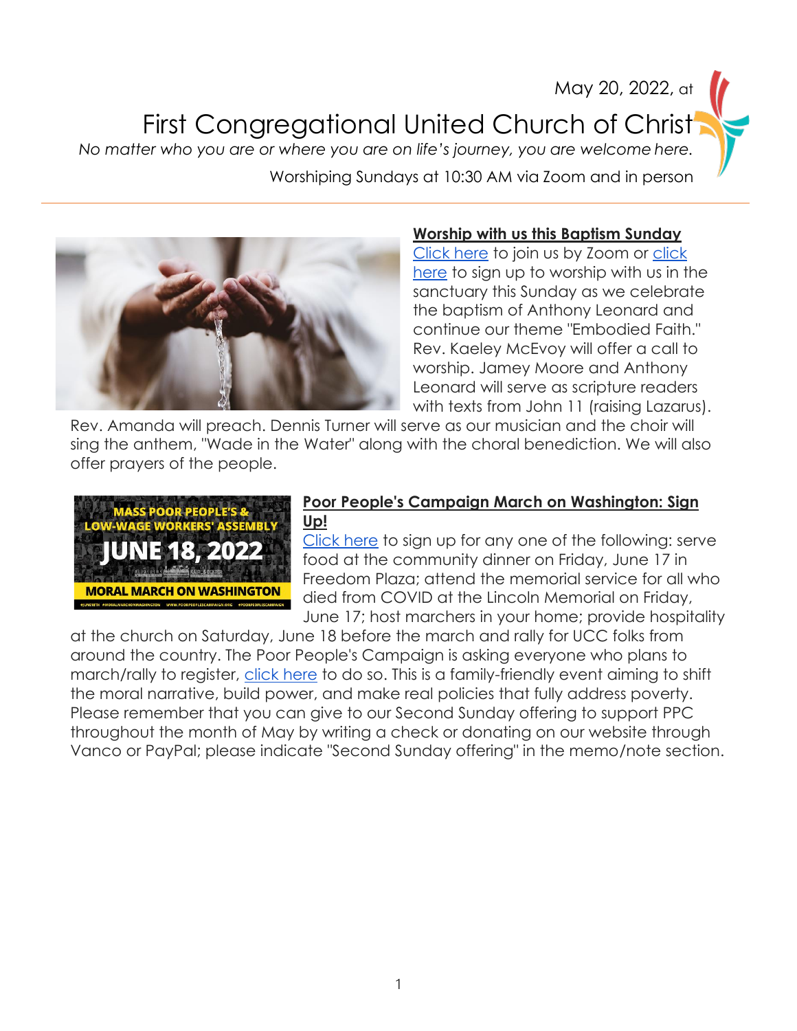May 20, 2022, at

# First Congregational United Church of Christ

*No matter who you are or where you are on life's journey, you are welcome here.*

Worshiping Sundays at 10:30 AM via Zoom and in person

---

## Worship with us this Baptism Sunday

Click here to join us by Zoom or click here to sign up to worship with us in the sanctuary this Sunday as we celebrate the baptism of Anthony Leonard and continue our theme "Embodied Faith." Rev. Kaeley McEvoy will offer a call to worship. Jamey Moore and Anthony Leonard will serve as scripture readers with texts from John 11 (raising Lazarus). Rev. Amanda will preach. Dennis Turner will serve as our musician and the choir will sing the anthem, "Wade in the Water" along with the choral benediction. We will also offer prayers of the people.

## Poor People's Campaign March on Washington: Sign Up!

Click here to sign up for any one of the following: serve food at the community dinner on Friday, June 17 in Freedom Plaza; attend the memorial service for all who died from COVID at the Lincoln Memorial on Friday, June 17; host marchers in your home; provide hospitality at the church on Saturday, June 18 before the march and rally for UCC folks from around the country. The Poor People's Campaign is asking everyone who plans to march/rally to register, click here to do so. This is a family-friendly event aiming to shift the moral narrative, build power, and make real policies that fully address poverty. Please remember that you can give to our Second Sunday offering to support PPC throughout the month of May by writing a check or donating on our website through Vanco or PayPal; please indicate "Second Sunday offering" in the memo/note section.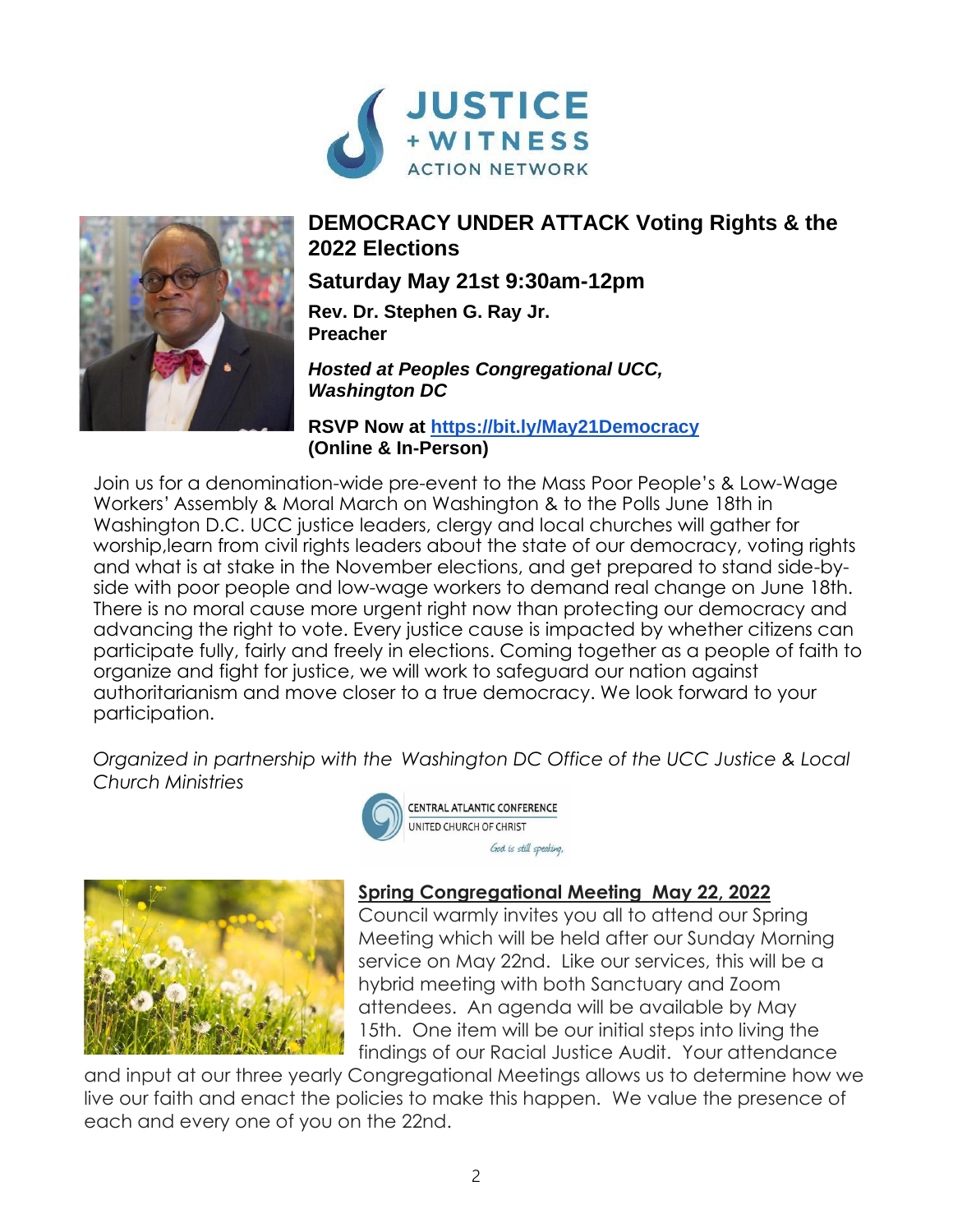JUSTICE + WITNESS ACTION NETWORK

## DEMOCRACY UNDER ATTACK Voting Rights & the 2022 Elections

### Saturday May 21st 9:30am-12pm

**Rev. Dr. Stephen G. Ray Jr.**
**Preacher**

***Hosted at Peoples Congregational UCC, Washington DC***

**RSVP Now at [https://bit.ly/May21Democracy](https://bit.ly/May21Democracy)**
**(Online & In-Person)**

Join us for a denomination-wide pre-event to the Mass Poor People's & Low-Wage Workers' Assembly & Moral March on Washington & to the Polls June 18th in Washington D.C. UCC justice leaders, clergy and local churches will gather for worship,learn from civil rights leaders about the state of our democracy, voting rights and what is at stake in the November elections, and get prepared to stand side-by-side with poor people and low-wage workers to demand real change on June 18th. There is no moral cause more urgent right now than protecting our democracy and advancing the right to vote. Every justice cause is impacted by whether citizens can participate fully, fairly and freely in elections. Coming together as a people of faith to organize and fight for justice, we will work to safeguard our nation against authoritarianism and move closer to a true democracy. We look forward to your participation.

*Organized in partnership with the Washington DC Office of the UCC Justice & Local Church Ministries*

CENTRAL ATLANTIC CONFERENCE
UNITED CHURCH OF CHRIST
*God is still speaking,*

## Spring Congregational Meeting May 22, 2022

Council warmly invites you all to attend our Spring Meeting which will be held after our Sunday Morning service on May 22nd. Like our services, this will be a hybrid meeting with both Sanctuary and Zoom attendees. An agenda will be available by May 15th. One item will be our initial steps into living the findings of our Racial Justice Audit. Your attendance and input at our three yearly Congregational Meetings allows us to determine how we live our faith and enact the policies to make this happen. We value the presence of each and every one of you on the 22nd.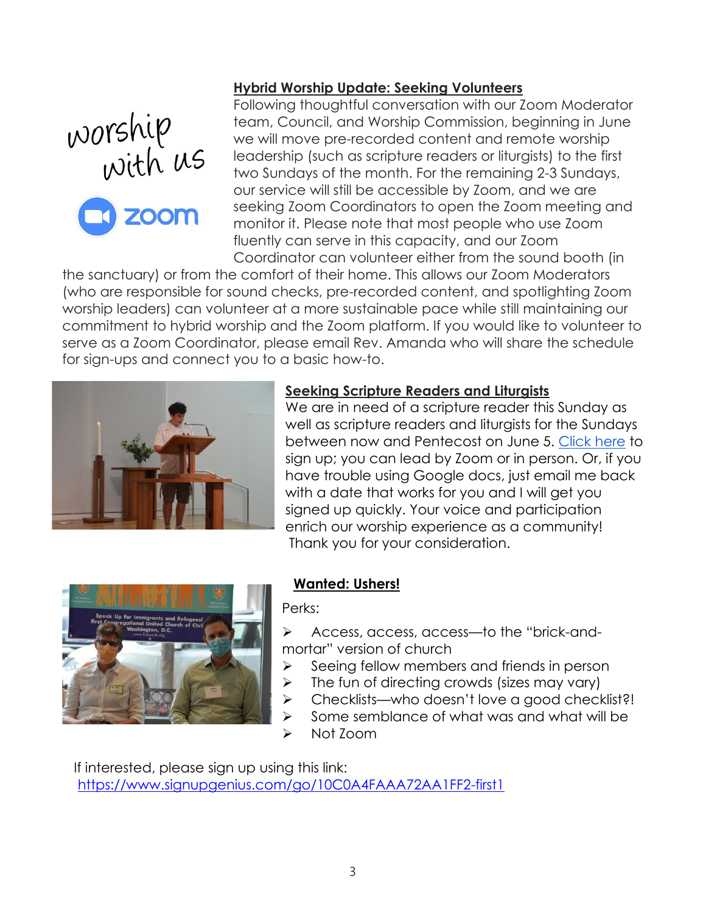## Hybrid Worship Update: Seeking Volunteers

Following thoughtful conversation with our Zoom Moderator team, Council, and Worship Commission, beginning in June we will move pre-recorded content and remote worship leadership (such as scripture readers or liturgists) to the first two Sundays of the month. For the remaining 2-3 Sundays, our service will still be accessible by Zoom, and we are seeking Zoom Coordinators to open the Zoom meeting and monitor it. Please note that most people who use Zoom fluently can serve in this capacity, and our Zoom Coordinator can volunteer either from the sound booth (in the sanctuary) or from the comfort of their home. This allows our Zoom Moderators (who are responsible for sound checks, pre-recorded content, and spotlighting Zoom worship leaders) can volunteer at a more sustainable pace while still maintaining our commitment to hybrid worship and the Zoom platform. If you would like to volunteer to serve as a Zoom Coordinator, please email Rev. Amanda who will share the schedule for sign-ups and connect you to a basic how-to.

## Seeking Scripture Readers and Liturgists

We are in need of a scripture reader this Sunday as well as scripture readers and liturgists for the Sundays between now and Pentecost on June 5. Click here to sign up; you can lead by Zoom or in person. Or, if you have trouble using Google docs, just email me back with a date that works for you and I will get you signed up quickly. Your voice and participation enrich our worship experience as a community! Thank you for your consideration.

## Wanted: Ushers!

Perks:

- Access, access, access—to the "brick-and-mortar" version of church
- Seeing fellow members and friends in person
- The fun of directing crowds (sizes may vary)
- Checklists—who doesn't love a good checklist?!
- Some semblance of what was and what will be
- Not Zoom

If interested, please sign up using this link:
https://www.signupgenius.com/go/10C0A4FAAA72AA1FF2-first1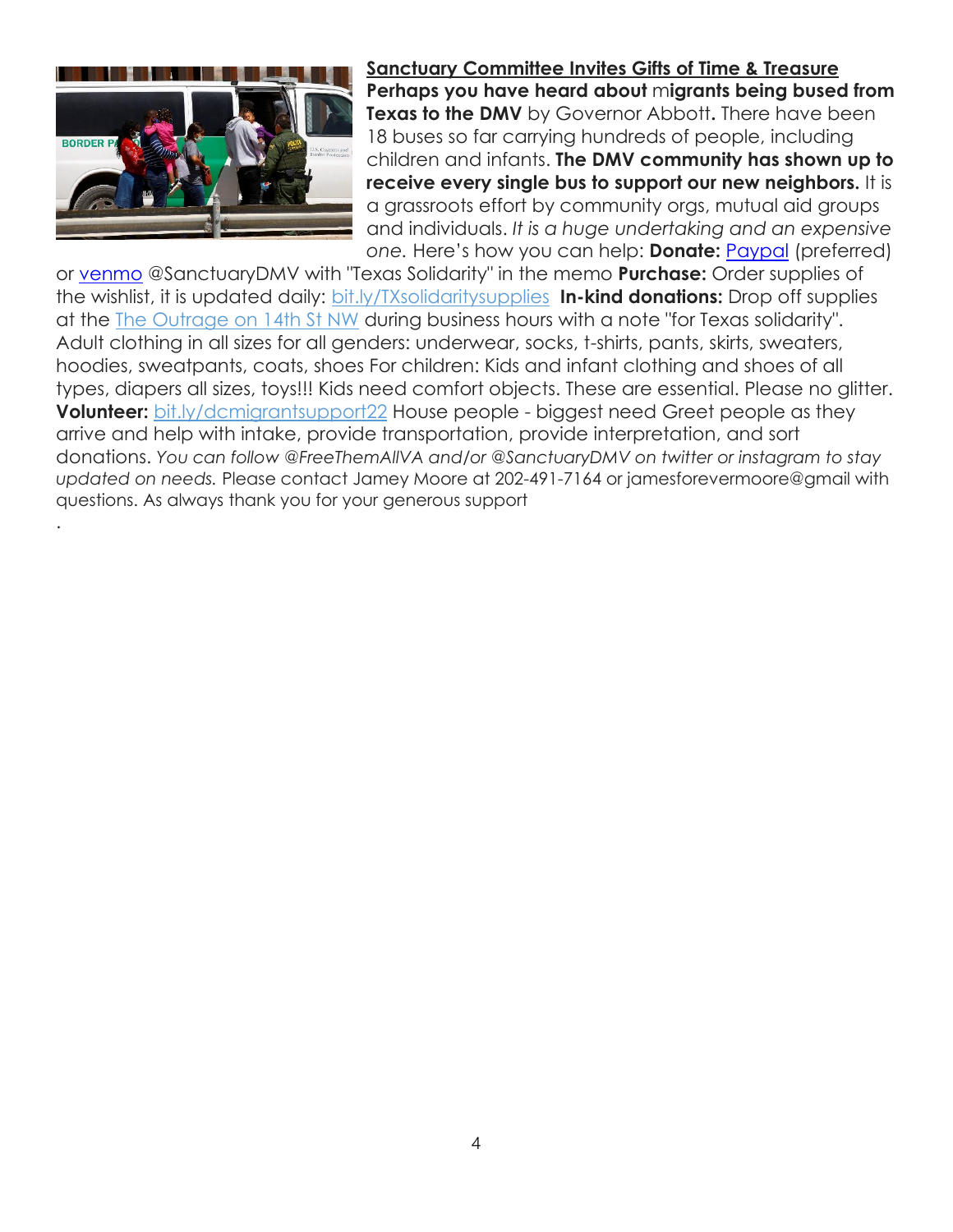## Sanctuary Committee Invites Gifts of Time & Treasure

**Perhaps you have heard about** m**igrants being bused from Texas to the DMV** by Governor Abbott**.** There have been 18 buses so far carrying hundreds of people, including children and infants. **The DMV community has shown up to receive every single bus to support our new neighbors.** It is a grassroots effort by community orgs, mutual aid groups and individuals. *It is a huge undertaking and an expensive one.* Here's how you can help: **Donate:** Paypal (preferred) or venmo @SanctuaryDMV with "Texas Solidarity" in the memo **Purchase:** Order supplies of the wishlist, it is updated daily: bit.ly/TXsolidaritysupplies **In-kind donations:** Drop off supplies at the The Outrage on 14th St NW during business hours with a note "for Texas solidarity". Adult clothing in all sizes for all genders: underwear, socks, t-shirts, pants, skirts, sweaters, hoodies, sweatpants, coats, shoes For children: Kids and infant clothing and shoes of all types, diapers all sizes, toys!!! Kids need comfort objects. These are essential. Please no glitter. **Volunteer:** bit.ly/dcmigrantsupport22 House people - biggest need Greet people as they arrive and help with intake, provide transportation, provide interpretation, and sort donations. *You can follow @FreeThemAllVA and/or @SanctuaryDMV on twitter or instagram to stay updated on needs.* Please contact Jamey Moore at 202-491-7164 or jamesforevermoore@gmail with questions. As always thank you for your generous support

.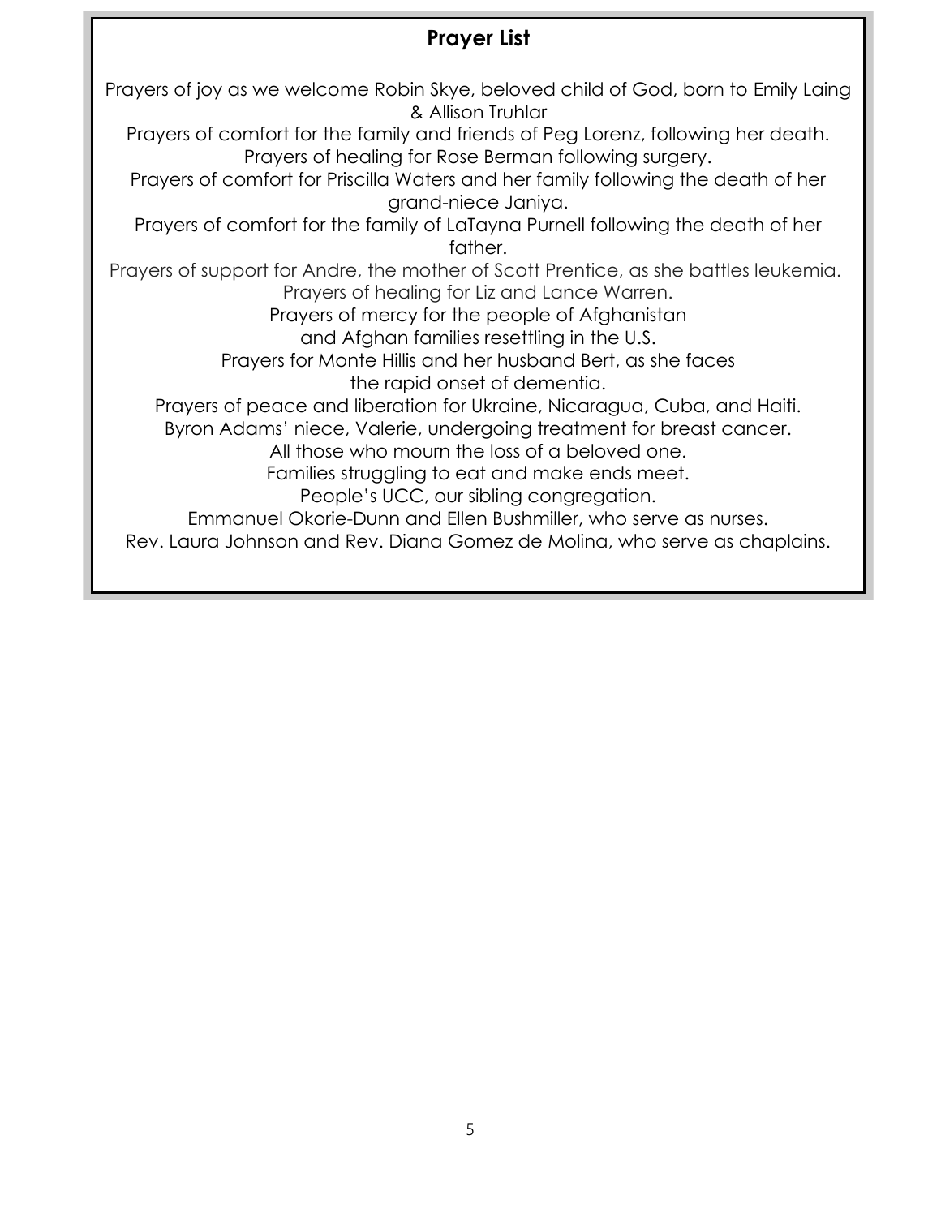## Prayer List

Prayers of joy as we welcome Robin Skye, beloved child of God, born to Emily Laing & Allison Truhlar

Prayers of comfort for the family and friends of Peg Lorenz, following her death.

Prayers of healing for Rose Berman following surgery.

Prayers of comfort for Priscilla Waters and her family following the death of her grand-niece Janiya.

Prayers of comfort for the family of LaTayna Purnell following the death of her father.

Prayers of support for Andre, the mother of Scott Prentice, as she battles leukemia.

Prayers of healing for Liz and Lance Warren.

Prayers of mercy for the people of Afghanistan and Afghan families resettling in the U.S.

Prayers for Monte Hillis and her husband Bert, as she faces the rapid onset of dementia.

Prayers of peace and liberation for Ukraine, Nicaragua, Cuba, and Haiti.

Byron Adams' niece, Valerie, undergoing treatment for breast cancer.

All those who mourn the loss of a beloved one.

Families struggling to eat and make ends meet.

People's UCC, our sibling congregation.

Emmanuel Okorie-Dunn and Ellen Bushmiller, who serve as nurses.

Rev. Laura Johnson and Rev. Diana Gomez de Molina, who serve as chaplains.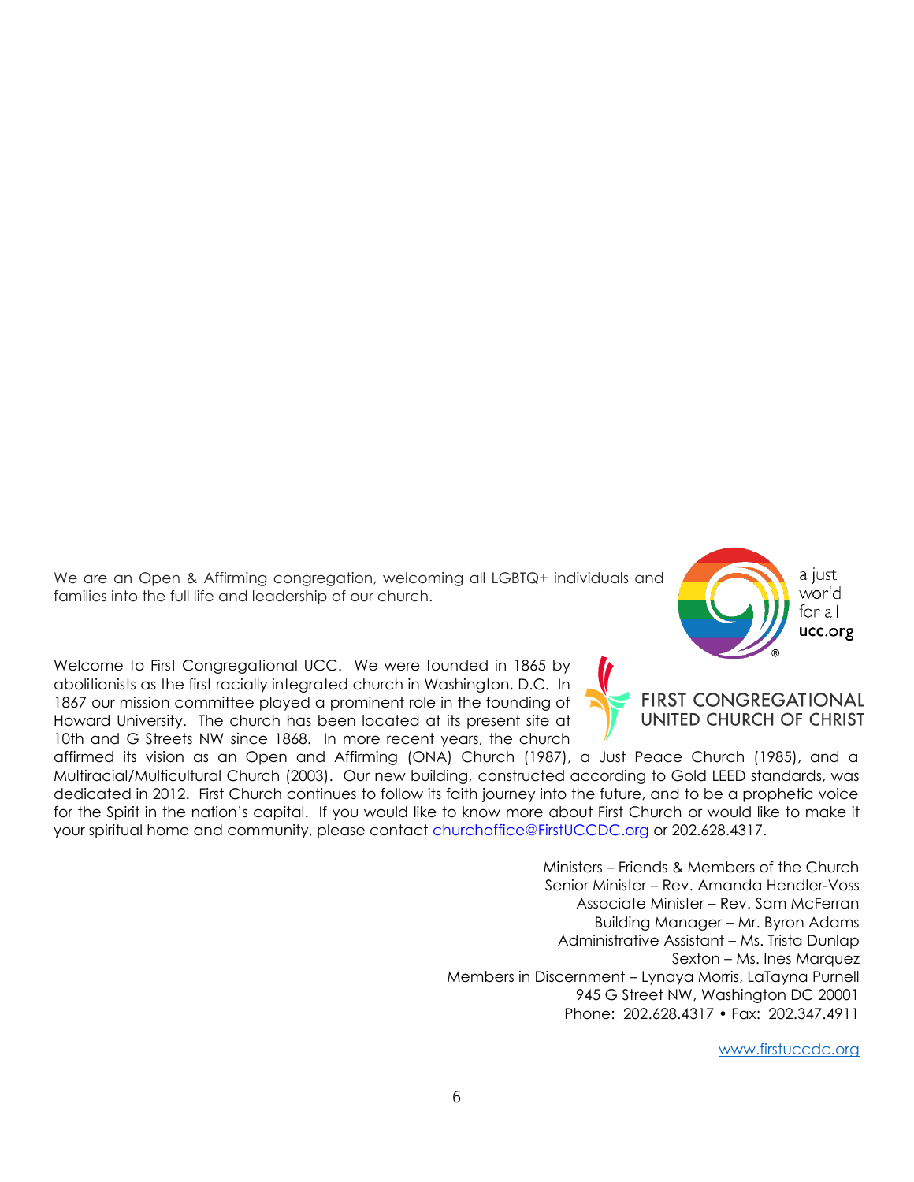We are an Open & Affirming congregation, welcoming all LGBTQ+ individuals and families into the full life and leadership of our church.

a just world for all
**ucc.org**

FIRST CONGREGATIONAL
UNITED CHURCH OF CHRIST

Welcome to First Congregational UCC. We were founded in 1865 by abolitionists as the first racially integrated church in Washington, D.C. In 1867 our mission committee played a prominent role in the founding of Howard University. The church has been located at its present site at 10th and G Streets NW since 1868. In more recent years, the church affirmed its vision as an Open and Affirming (ONA) Church (1987), a Just Peace Church (1985), and a Multiracial/Multicultural Church (2003). Our new building, constructed according to Gold LEED standards, was dedicated in 2012. First Church continues to follow its faith journey into the future, and to be a prophetic voice for the Spirit in the nation's capital. If you would like to know more about First Church or would like to make it your spiritual home and community, please contact churchoffice@FirstUCCDC.org or 202.628.4317.

Ministers – Friends & Members of the Church
Senior Minister – Rev. Amanda Hendler-Voss
Associate Minister – Rev. Sam McFerran
Building Manager – Mr. Byron Adams
Administrative Assistant – Ms. Trista Dunlap
Sexton – Ms. Ines Marquez
Members in Discernment – Lynaya Morris, LaTayna Purnell
945 G Street NW, Washington DC 20001
Phone: 202.628.4317 • Fax: 202.347.4911

www.firstuccdc.org